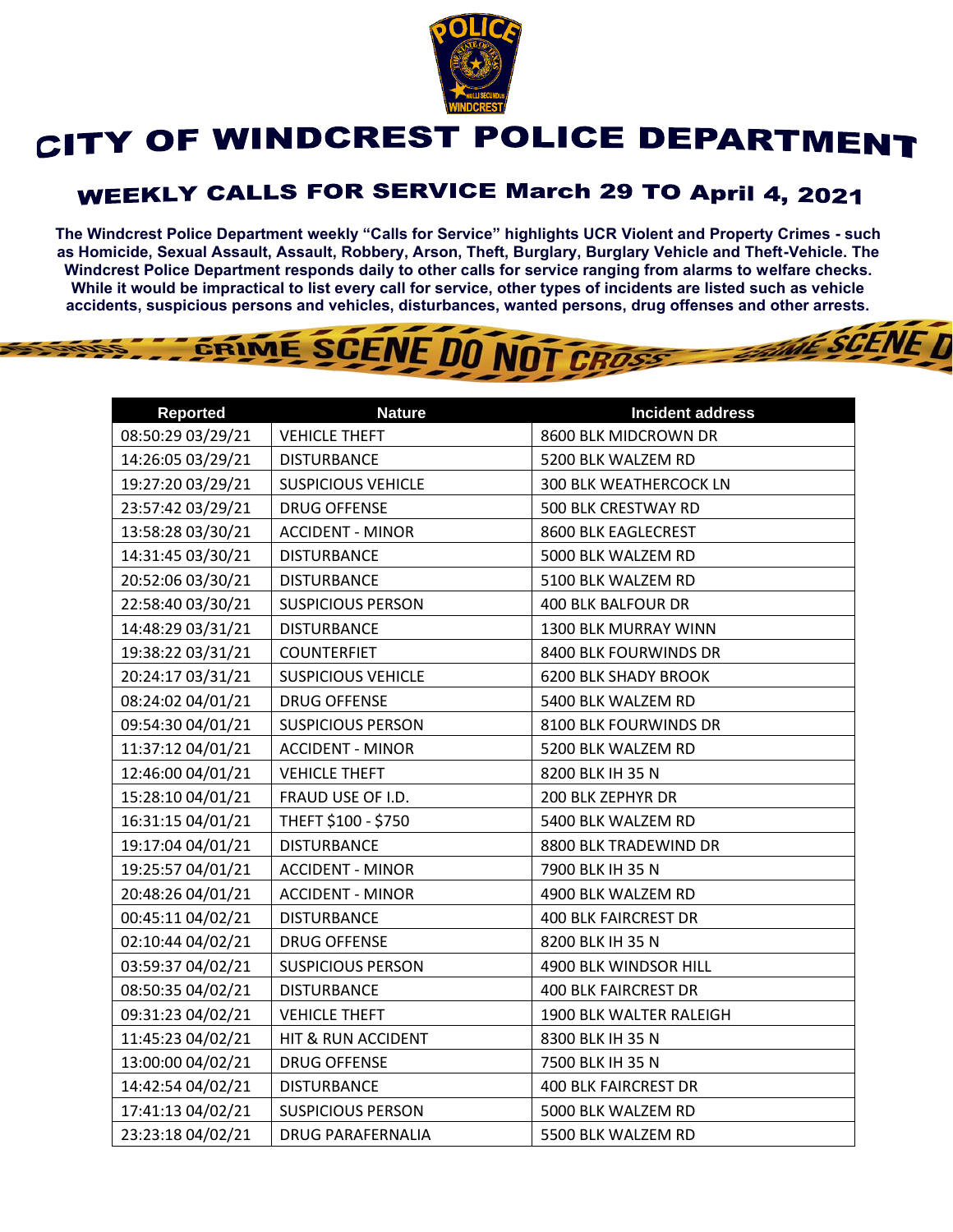# CITY OF WINDCREST POLICE DEPARTMENT

## WEEKLY CALLS FOR SERVICE March 29 TO April 4, 2021

**The Windcrest Police Department weekly "Calls for Service" highlights UCR Violent and Property Crimes - such as Homicide, Sexual Assault, Assault, Robbery, Arson, Theft, Burglary, Burglary Vehicle and Theft-Vehicle. The Windcrest Police Department responds daily to other calls for service ranging from alarms to welfare checks. While it would be impractical to list every call for service, other types of incidents are listed such as vehicle accidents, suspicious persons and vehicles, disturbances, wanted persons, drug offenses and other arrests.**

| Reported | Nature | Incident address |
|---|---|---|
| 08:50:29 03/29/21 | VEHICLE THEFT | 8600 BLK MIDCROWN DR |
| 14:26:05 03/29/21 | DISTURBANCE | 5200 BLK WALZEM RD |
| 19:27:20 03/29/21 | SUSPICIOUS VEHICLE | 300 BLK WEATHERCOCK LN |
| 23:57:42 03/29/21 | DRUG OFFENSE | 500 BLK CRESTWAY RD |
| 13:58:28 03/30/21 | ACCIDENT - MINOR | 8600 BLK EAGLECREST |
| 14:31:45 03/30/21 | DISTURBANCE | 5000 BLK WALZEM RD |
| 20:52:06 03/30/21 | DISTURBANCE | 5100 BLK WALZEM RD |
| 22:58:40 03/30/21 | SUSPICIOUS PERSON | 400 BLK BALFOUR DR |
| 14:48:29 03/31/21 | DISTURBANCE | 1300 BLK MURRAY WINN |
| 19:38:22 03/31/21 | COUNTERFEIT | 8400 BLK FOURWINDS DR |
| 20:24:17 03/31/21 | SUSPICIOUS VEHICLE | 6200 BLK SHADY BROOK |
| 08:24:02 04/01/21 | DRUG OFFENSE | 5400 BLK WALZEM RD |
| 09:54:30 04/01/21 | SUSPICIOUS PERSON | 8100 BLK FOURWINDS DR |
| 11:37:12 04/01/21 | ACCIDENT - MINOR | 5200 BLK WALZEM RD |
| 12:46:00 04/01/21 | VEHICLE THEFT | 8200 BLK IH 35 N |
| 15:28:10 04/01/21 | FRAUD USE OF I.D. | 200 BLK ZEPHYR DR |
| 16:31:15 04/01/21 | THEFT $100 - $750 | 5400 BLK WALZEM RD |
| 19:17:04 04/01/21 | DISTURBANCE | 8800 BLK TRADEWIND DR |
| 19:25:57 04/01/21 | ACCIDENT - MINOR | 7900 BLK IH 35 N |
| 20:48:26 04/01/21 | ACCIDENT - MINOR | 4900 BLK WALZEM RD |
| 00:45:11 04/02/21 | DISTURBANCE | 400 BLK FAIRCREST DR |
| 02:10:44 04/02/21 | DRUG OFFENSE | 8200 BLK IH 35 N |
| 03:59:37 04/02/21 | SUSPICIOUS PERSON | 4900 BLK WINDSOR HILL |
| 08:50:35 04/02/21 | DISTURBANCE | 400 BLK FAIRCREST DR |
| 09:31:23 04/02/21 | VEHICLE THEFT | 1900 BLK WALTER RALEIGH |
| 11:45:23 04/02/21 | HIT & RUN ACCIDENT | 8300 BLK IH 35 N |
| 13:00:00 04/02/21 | DRUG OFFENSE | 7500 BLK IH 35 N |
| 14:42:54 04/02/21 | DISTURBANCE | 400 BLK FAIRCREST DR |
| 17:41:13 04/02/21 | SUSPICIOUS PERSON | 5000 BLK WALZEM RD |
| 23:23:18 04/02/21 | DRUG PARAFERNALIA | 5500 BLK WALZEM RD |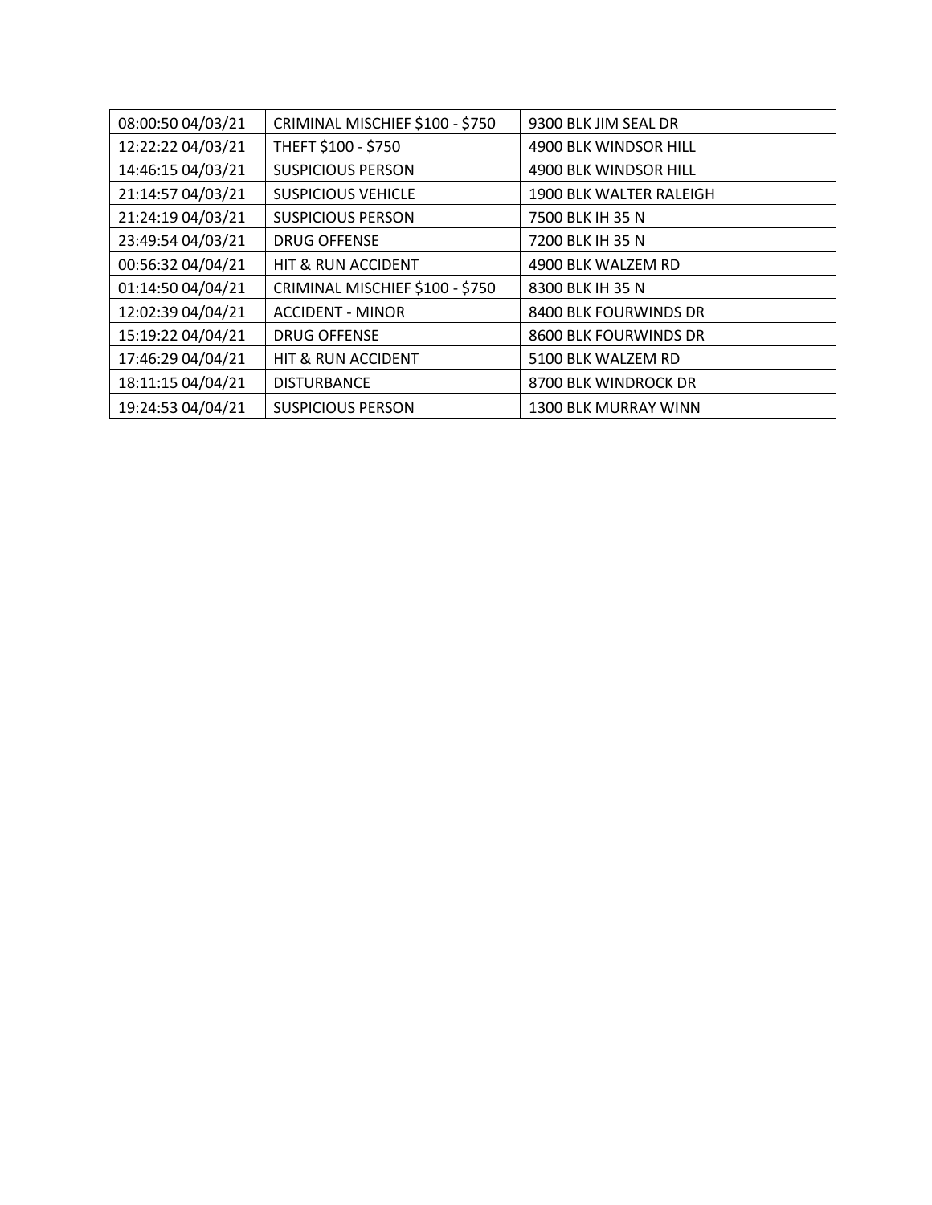| | | |
|---|---|---|
| 08:00:50 04/03/21 | CRIMINAL MISCHIEF $100 - $750 | 9300 BLK JIM SEAL DR |
| 12:22:22 04/03/21 | THEFT $100 - $750 | 4900 BLK WINDSOR HILL |
| 14:46:15 04/03/21 | SUSPICIOUS PERSON | 4900 BLK WINDSOR HILL |
| 21:14:57 04/03/21 | SUSPICIOUS VEHICLE | 1900 BLK WALTER RALEIGH |
| 21:24:19 04/03/21 | SUSPICIOUS PERSON | 7500 BLK IH 35 N |
| 23:49:54 04/03/21 | DRUG OFFENSE | 7200 BLK IH 35 N |
| 00:56:32 04/04/21 | HIT & RUN ACCIDENT | 4900 BLK WALZEM RD |
| 01:14:50 04/04/21 | CRIMINAL MISCHIEF $100 - $750 | 8300 BLK IH 35 N |
| 12:02:39 04/04/21 | ACCIDENT - MINOR | 8400 BLK FOURWINDS DR |
| 15:19:22 04/04/21 | DRUG OFFENSE | 8600 BLK FOURWINDS DR |
| 17:46:29 04/04/21 | HIT & RUN ACCIDENT | 5100 BLK WALZEM RD |
| 18:11:15 04/04/21 | DISTURBANCE | 8700 BLK WINDROCK DR |
| 19:24:53 04/04/21 | SUSPICIOUS PERSON | 1300 BLK MURRAY WINN |